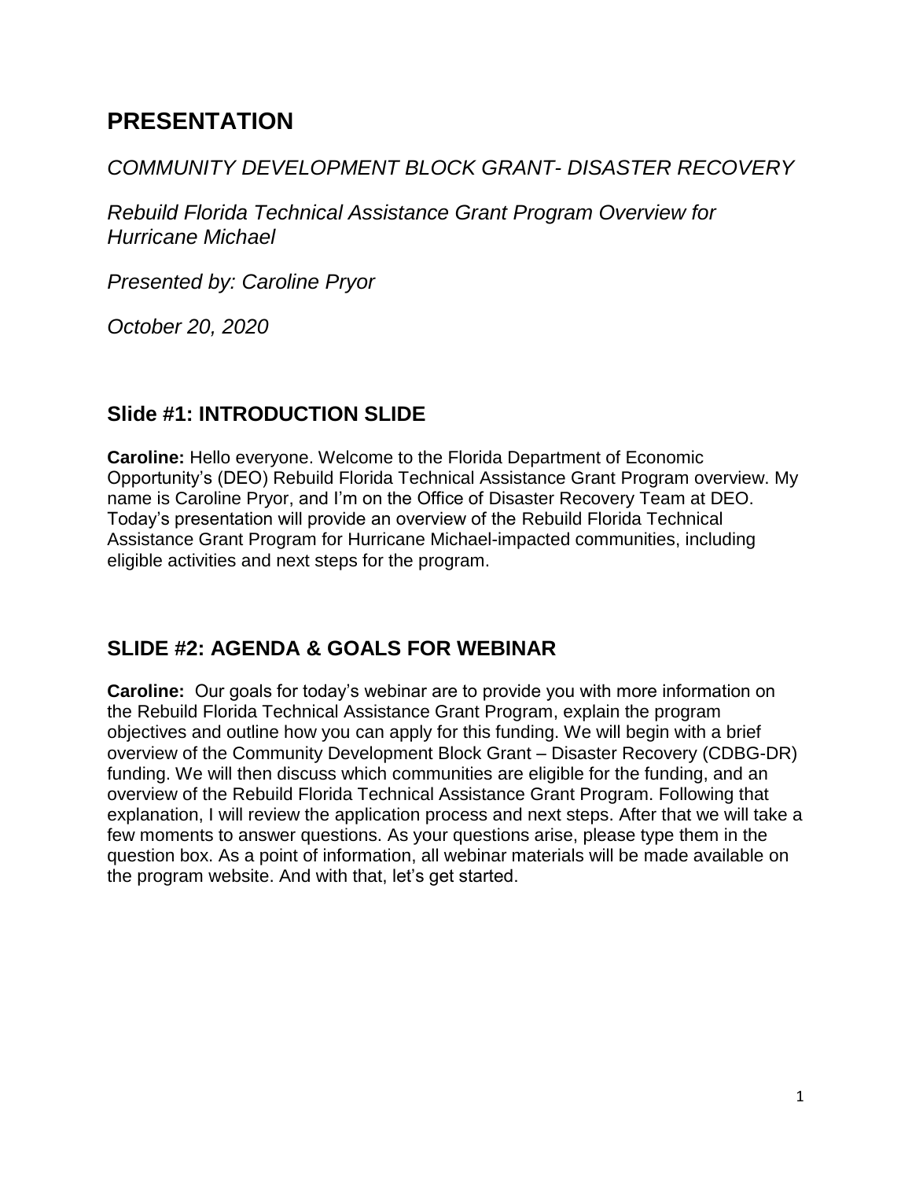# PRESENTATION

*COMMUNITY DEVELOPMENT BLOCK GRANT- DISASTER RECOVERY*

*Rebuild Florida Technical Assistance Grant Program Overview for Hurricane Michael*

*Presented by: Caroline Pryor*

*October 20, 2020*

## Slide #1: INTRODUCTION SLIDE

**Caroline:** Hello everyone. Welcome to the Florida Department of Economic Opportunity's (DEO) Rebuild Florida Technical Assistance Grant Program overview. My name is Caroline Pryor, and I'm on the Office of Disaster Recovery Team at DEO. Today's presentation will provide an overview of the Rebuild Florida Technical Assistance Grant Program for Hurricane Michael-impacted communities, including eligible activities and next steps for the program.

## SLIDE #2: AGENDA & GOALS FOR WEBINAR

**Caroline:** Our goals for today's webinar are to provide you with more information on the Rebuild Florida Technical Assistance Grant Program, explain the program objectives and outline how you can apply for this funding. We will begin with a brief overview of the Community Development Block Grant – Disaster Recovery (CDBG-DR) funding. We will then discuss which communities are eligible for the funding, and an overview of the Rebuild Florida Technical Assistance Grant Program. Following that explanation, I will review the application process and next steps. After that we will take a few moments to answer questions. As your questions arise, please type them in the question box. As a point of information, all webinar materials will be made available on the program website. And with that, let's get started.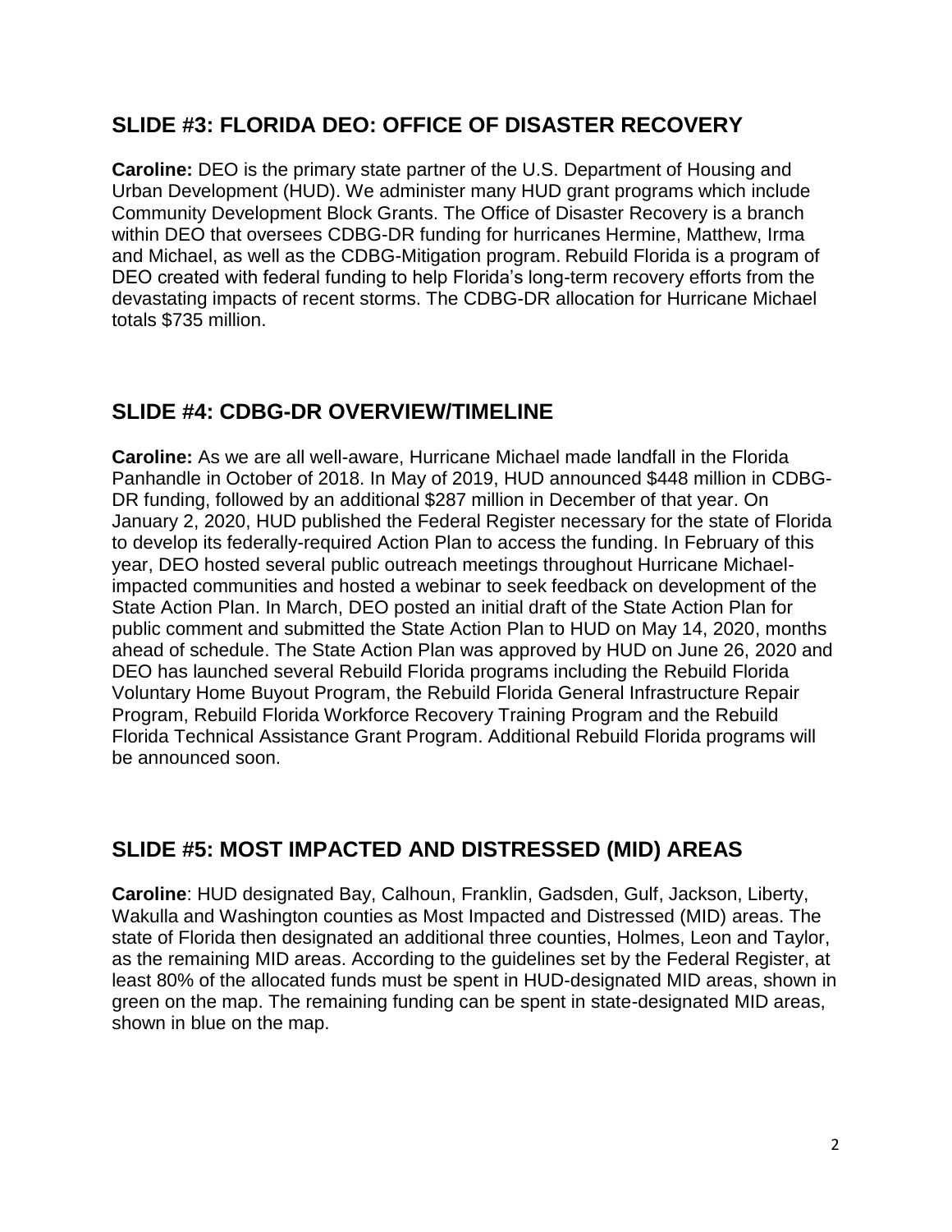## SLIDE #3: FLORIDA DEO: OFFICE OF DISASTER RECOVERY

**Caroline:** DEO is the primary state partner of the U.S. Department of Housing and Urban Development (HUD). We administer many HUD grant programs which include Community Development Block Grants. The Office of Disaster Recovery is a branch within DEO that oversees CDBG-DR funding for hurricanes Hermine, Matthew, Irma and Michael, as well as the CDBG-Mitigation program. Rebuild Florida is a program of DEO created with federal funding to help Florida's long-term recovery efforts from the devastating impacts of recent storms. The CDBG-DR allocation for Hurricane Michael totals $735 million.

## SLIDE #4: CDBG-DR OVERVIEW/TIMELINE

**Caroline:** As we are all well-aware, Hurricane Michael made landfall in the Florida Panhandle in October of 2018. In May of 2019, HUD announced $448 million in CDBG-DR funding, followed by an additional $287 million in December of that year. On January 2, 2020, HUD published the Federal Register necessary for the state of Florida to develop its federally-required Action Plan to access the funding. In February of this year, DEO hosted several public outreach meetings throughout Hurricane Michael-impacted communities and hosted a webinar to seek feedback on development of the State Action Plan. In March, DEO posted an initial draft of the State Action Plan for public comment and submitted the State Action Plan to HUD on May 14, 2020, months ahead of schedule. The State Action Plan was approved by HUD on June 26, 2020 and DEO has launched several Rebuild Florida programs including the Rebuild Florida Voluntary Home Buyout Program, the Rebuild Florida General Infrastructure Repair Program, Rebuild Florida Workforce Recovery Training Program and the Rebuild Florida Technical Assistance Grant Program. Additional Rebuild Florida programs will be announced soon.

## SLIDE #5: MOST IMPACTED AND DISTRESSED (MID) AREAS

**Caroline**: HUD designated Bay, Calhoun, Franklin, Gadsden, Gulf, Jackson, Liberty, Wakulla and Washington counties as Most Impacted and Distressed (MID) areas. The state of Florida then designated an additional three counties, Holmes, Leon and Taylor, as the remaining MID areas. According to the guidelines set by the Federal Register, at least 80% of the allocated funds must be spent in HUD-designated MID areas, shown in green on the map. The remaining funding can be spent in state-designated MID areas, shown in blue on the map.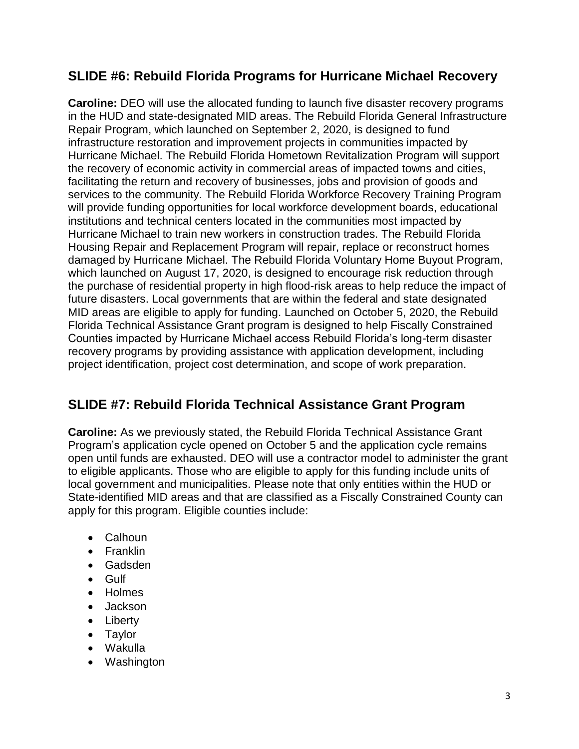## SLIDE #6: Rebuild Florida Programs for Hurricane Michael Recovery

**Caroline:** DEO will use the allocated funding to launch five disaster recovery programs in the HUD and state-designated MID areas. The Rebuild Florida General Infrastructure Repair Program, which launched on September 2, 2020, is designed to fund infrastructure restoration and improvement projects in communities impacted by Hurricane Michael. The Rebuild Florida Hometown Revitalization Program will support the recovery of economic activity in commercial areas of impacted towns and cities, facilitating the return and recovery of businesses, jobs and provision of goods and services to the community. The Rebuild Florida Workforce Recovery Training Program will provide funding opportunities for local workforce development boards, educational institutions and technical centers located in the communities most impacted by Hurricane Michael to train new workers in construction trades. The Rebuild Florida Housing Repair and Replacement Program will repair, replace or reconstruct homes damaged by Hurricane Michael. The Rebuild Florida Voluntary Home Buyout Program, which launched on August 17, 2020, is designed to encourage risk reduction through the purchase of residential property in high flood-risk areas to help reduce the impact of future disasters. Local governments that are within the federal and state designated MID areas are eligible to apply for funding. Launched on October 5, 2020, the Rebuild Florida Technical Assistance Grant program is designed to help Fiscally Constrained Counties impacted by Hurricane Michael access Rebuild Florida's long-term disaster recovery programs by providing assistance with application development, including project identification, project cost determination, and scope of work preparation.

## SLIDE #7: Rebuild Florida Technical Assistance Grant Program

**Caroline:** As we previously stated, the Rebuild Florida Technical Assistance Grant Program's application cycle opened on October 5 and the application cycle remains open until funds are exhausted. DEO will use a contractor model to administer the grant to eligible applicants. Those who are eligible to apply for this funding include units of local government and municipalities. Please note that only entities within the HUD or State-identified MID areas and that are classified as a Fiscally Constrained County can apply for this program. Eligible counties include:

- Calhoun
- Franklin
- Gadsden
- Gulf
- Holmes
- Jackson
- Liberty
- Taylor
- Wakulla
- Washington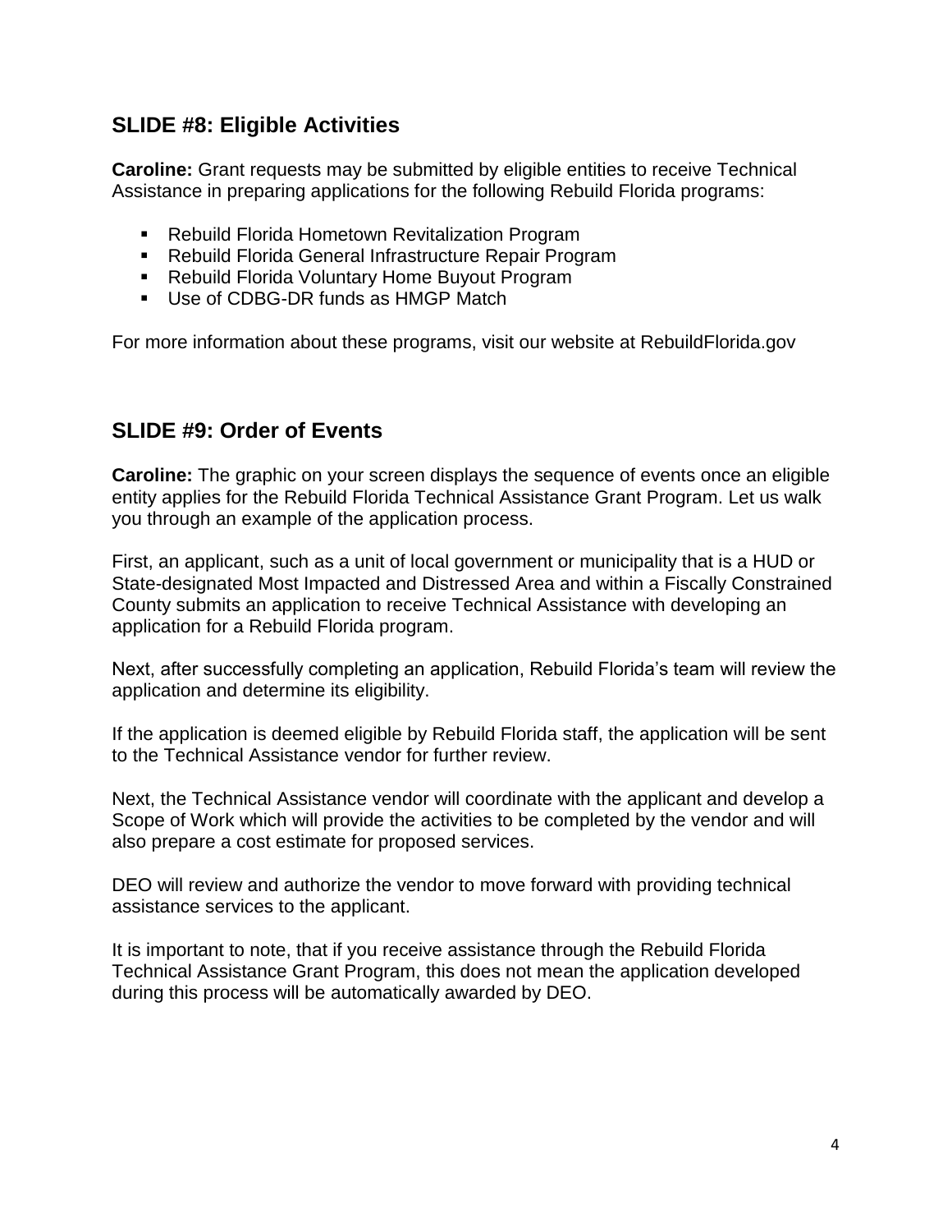## SLIDE #8: Eligible Activities

**Caroline:** Grant requests may be submitted by eligible entities to receive Technical Assistance in preparing applications for the following Rebuild Florida programs:

- Rebuild Florida Hometown Revitalization Program
- Rebuild Florida General Infrastructure Repair Program
- Rebuild Florida Voluntary Home Buyout Program
- Use of CDBG-DR funds as HMGP Match

For more information about these programs, visit our website at RebuildFlorida.gov

## SLIDE #9: Order of Events

**Caroline:** The graphic on your screen displays the sequence of events once an eligible entity applies for the Rebuild Florida Technical Assistance Grant Program. Let us walk you through an example of the application process.

First, an applicant, such as a unit of local government or municipality that is a HUD or State-designated Most Impacted and Distressed Area and within a Fiscally Constrained County submits an application to receive Technical Assistance with developing an application for a Rebuild Florida program.

Next, after successfully completing an application, Rebuild Florida's team will review the application and determine its eligibility.

If the application is deemed eligible by Rebuild Florida staff, the application will be sent to the Technical Assistance vendor for further review.

Next, the Technical Assistance vendor will coordinate with the applicant and develop a Scope of Work which will provide the activities to be completed by the vendor and will also prepare a cost estimate for proposed services.

DEO will review and authorize the vendor to move forward with providing technical assistance services to the applicant.

It is important to note, that if you receive assistance through the Rebuild Florida Technical Assistance Grant Program, this does not mean the application developed during this process will be automatically awarded by DEO.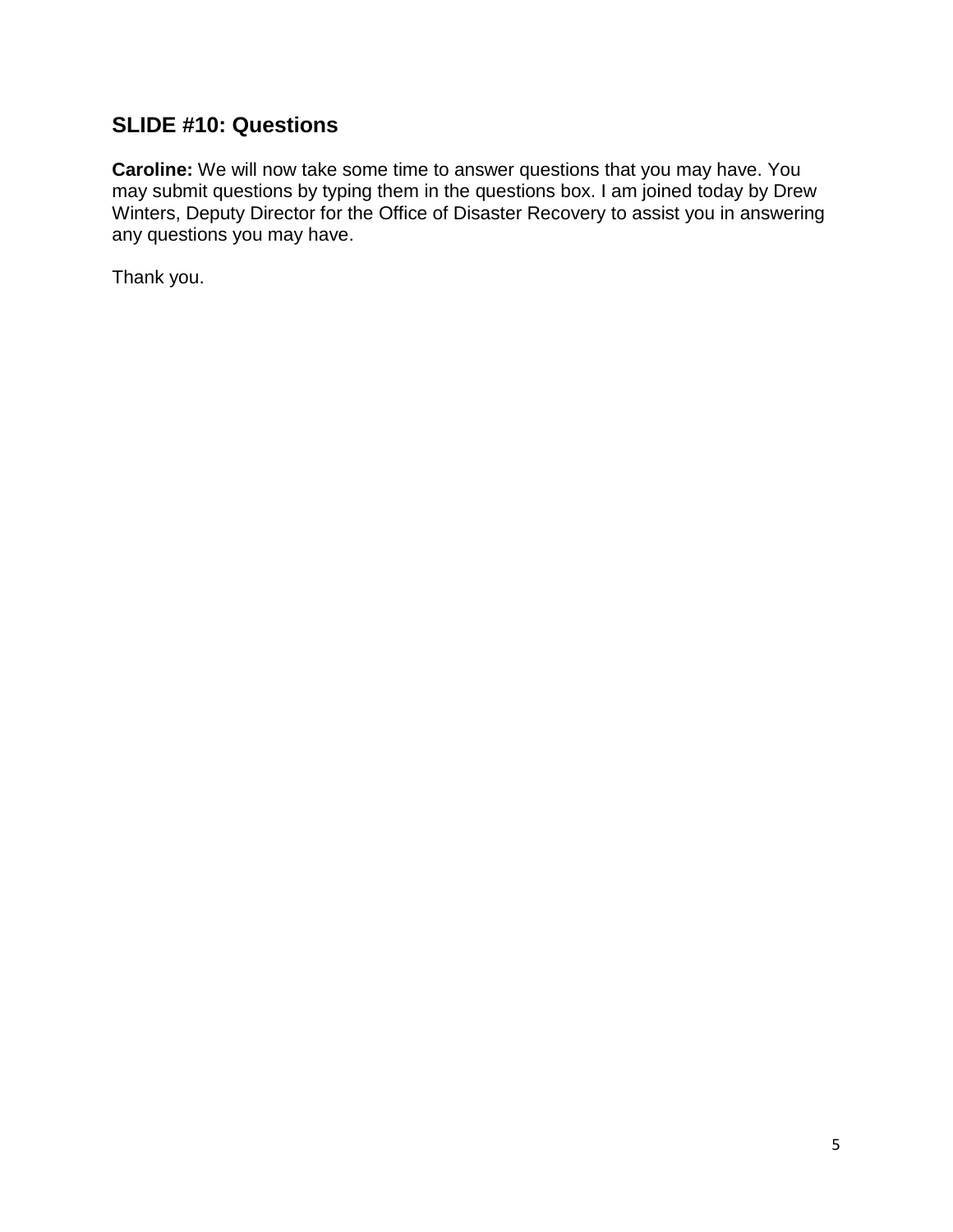## SLIDE #10: Questions

**Caroline:** We will now take some time to answer questions that you may have. You may submit questions by typing them in the questions box. I am joined today by Drew Winters, Deputy Director for the Office of Disaster Recovery to assist you in answering any questions you may have.

Thank you.